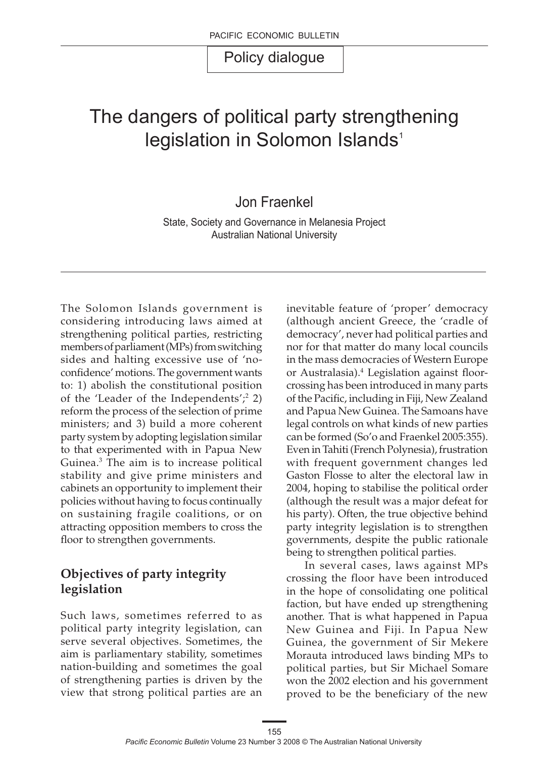Policy dialogue

# The dangers of political party strengthening legislation in Solomon Islands[1]

Jon Fraenkel

State, Society and Governance in Melanesia Project
Australian National University

The Solomon Islands government is considering introducing laws aimed at strengthening political parties, restricting members of parliament (MPs) from switching sides and halting excessive use of 'no-confidence' motions. The government wants to: 1) abolish the constitutional position of the 'Leader of the Independents';[2] 2) reform the process of the selection of prime ministers; and 3) build a more coherent party system by adopting legislation similar to that experimented with in Papua New Guinea.[3] The aim is to increase political stability and give prime ministers and cabinets an opportunity to implement their policies without having to focus continually on sustaining fragile coalitions, or on attracting opposition members to cross the floor to strengthen governments.

## Objectives of party integrity legislation

Such laws, sometimes referred to as political party integrity legislation, can serve several objectives. Sometimes, the aim is parliamentary stability, sometimes nation-building and sometimes the goal of strengthening parties is driven by the view that strong political parties are an inevitable feature of 'proper' democracy (although ancient Greece, the 'cradle of democracy', never had political parties and nor for that matter do many local councils in the mass democracies of Western Europe or Australasia).[4] Legislation against floor-crossing has been introduced in many parts of the Pacific, including in Fiji, New Zealand and Papua New Guinea. The Samoans have legal controls on what kinds of new parties can be formed (So'o and Fraenkel 2005:355). Even in Tahiti (French Polynesia), frustration with frequent government changes led Gaston Flosse to alter the electoral law in 2004, hoping to stabilise the political order (although the result was a major defeat for his party). Often, the true objective behind party integrity legislation is to strengthen governments, despite the public rationale being to strengthen political parties.

In several cases, laws against MPs crossing the floor have been introduced in the hope of consolidating one political faction, but have ended up strengthening another. That is what happened in Papua New Guinea and Fiji. In Papua New Guinea, the government of Sir Mekere Morauta introduced laws binding MPs to political parties, but Sir Michael Somare won the 2002 election and his government proved to be the beneficiary of the new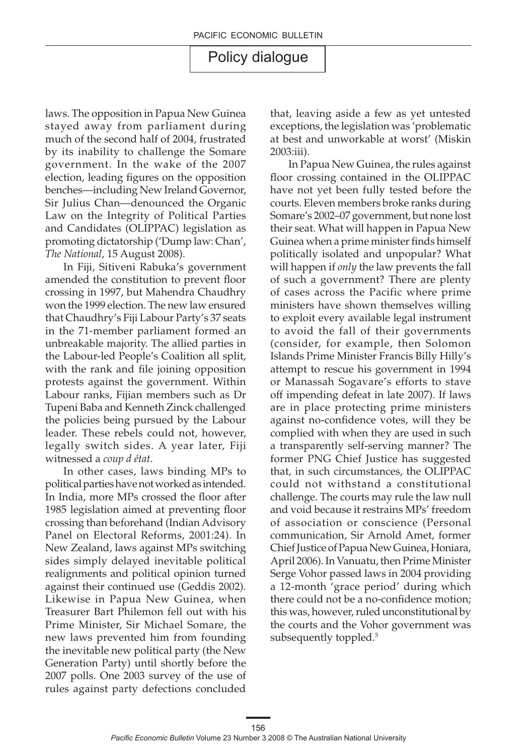laws. The opposition in Papua New Guinea stayed away from parliament during much of the second half of 2004, frustrated by its inability to challenge the Somare government. In the wake of the 2007 election, leading figures on the opposition benches—including New Ireland Governor, Sir Julius Chan—denounced the Organic Law on the Integrity of Political Parties and Candidates (OLIPPAC) legislation as promoting dictatorship ('Dump law: Chan', *The National*, 15 August 2008).

In Fiji, Sitiveni Rabuka's government amended the constitution to prevent floor crossing in 1997, but Mahendra Chaudhry won the 1999 election. The new law ensured that Chaudhry's Fiji Labour Party's 37 seats in the 71-member parliament formed an unbreakable majority. The allied parties in the Labour-led People's Coalition all split, with the rank and file joining opposition protests against the government. Within Labour ranks, Fijian members such as Dr Tupeni Baba and Kenneth Zinck challenged the policies being pursued by the Labour leader. These rebels could not, however, legally switch sides. A year later, Fiji witnessed a *coup d état*.

In other cases, laws binding MPs to political parties have not worked as intended. In India, more MPs crossed the floor after 1985 legislation aimed at preventing floor crossing than beforehand (Indian Advisory Panel on Electoral Reforms, 2001:24). In New Zealand, laws against MPs switching sides simply delayed inevitable political realignments and political opinion turned against their continued use (Geddis 2002). Likewise in Papua New Guinea, when Treasurer Bart Philemon fell out with his Prime Minister, Sir Michael Somare, the new laws prevented him from founding the inevitable new political party (the New Generation Party) until shortly before the 2007 polls. One 2003 survey of the use of rules against party defections concluded that, leaving aside a few as yet untested exceptions, the legislation was 'problematic at best and unworkable at worst' (Miskin 2003:iii).

In Papua New Guinea, the rules against floor crossing contained in the OLIPPAC have not yet been fully tested before the courts. Eleven members broke ranks during Somare's 2002–07 government, but none lost their seat. What will happen in Papua New Guinea when a prime minister finds himself politically isolated and unpopular? What will happen if *only* the law prevents the fall of such a government? There are plenty of cases across the Pacific where prime ministers have shown themselves willing to exploit every available legal instrument to avoid the fall of their governments (consider, for example, then Solomon Islands Prime Minister Francis Billy Hilly's attempt to rescue his government in 1994 or Manassah Sogavare's efforts to stave off impending defeat in late 2007). If laws are in place protecting prime ministers against no-confidence votes, will they be complied with when they are used in such a transparently self-serving manner? The former PNG Chief Justice has suggested that, in such circumstances, the OLIPPAC could not withstand a constitutional challenge. The courts may rule the law null and void because it restrains MPs' freedom of association or conscience (Personal communication, Sir Arnold Amet, former Chief Justice of Papua New Guinea, Honiara, April 2006). In Vanuatu, then Prime Minister Serge Vohor passed laws in 2004 providing a 12-month 'grace period' during which there could not be a no-confidence motion; this was, however, ruled unconstitutional by the courts and the Vohor government was subsequently toppled.[5]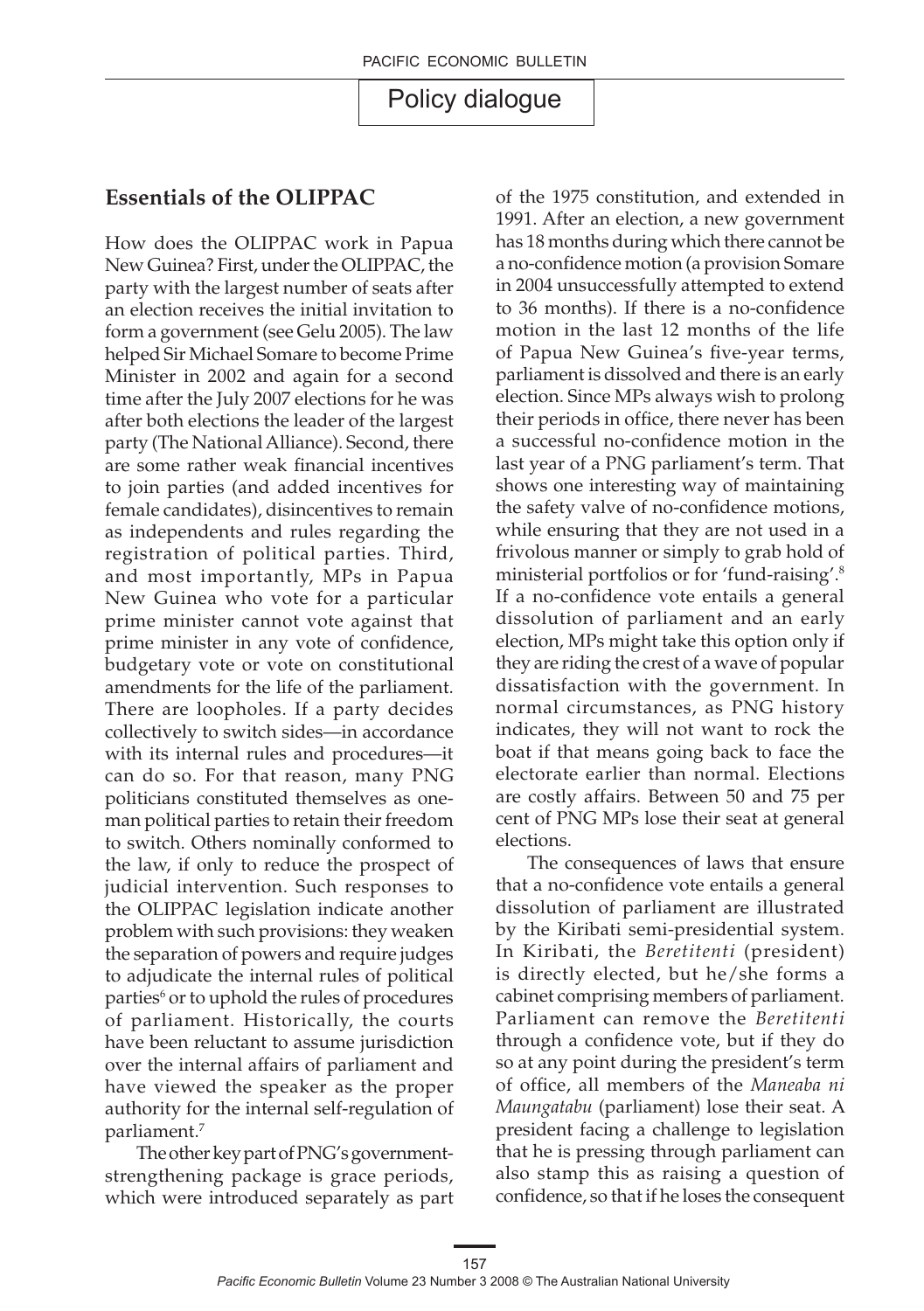## Essentials of the OLIPPAC

How does the OLIPPAC work in Papua New Guinea? First, under the OLIPPAC, the party with the largest number of seats after an election receives the initial invitation to form a government (see Gelu 2005). The law helped Sir Michael Somare to become Prime Minister in 2002 and again for a second time after the July 2007 elections for he was after both elections the leader of the largest party (The National Alliance). Second, there are some rather weak financial incentives to join parties (and added incentives for female candidates), disincentives to remain as independents and rules regarding the registration of political parties. Third, and most importantly, MPs in Papua New Guinea who vote for a particular prime minister cannot vote against that prime minister in any vote of confidence, budgetary vote or vote on constitutional amendments for the life of the parliament. There are loopholes. If a party decides collectively to switch sides—in accordance with its internal rules and procedures—it can do so. For that reason, many PNG politicians constituted themselves as one-man political parties to retain their freedom to switch. Others nominally conformed to the law, if only to reduce the prospect of judicial intervention. Such responses to the OLIPPAC legislation indicate another problem with such provisions: they weaken the separation of powers and require judges to adjudicate the internal rules of political parties[6] or to uphold the rules of procedures of parliament. Historically, the courts have been reluctant to assume jurisdiction over the internal affairs of parliament and have viewed the speaker as the proper authority for the internal self-regulation of parliament.[7]

The other key part of PNG's government-strengthening package is grace periods, which were introduced separately as part of the 1975 constitution, and extended in 1991. After an election, a new government has 18 months during which there cannot be a no-confidence motion (a provision Somare in 2004 unsuccessfully attempted to extend to 36 months). If there is a no-confidence motion in the last 12 months of the life of Papua New Guinea's five-year terms, parliament is dissolved and there is an early election. Since MPs always wish to prolong their periods in office, there never has been a successful no-confidence motion in the last year of a PNG parliament's term. That shows one interesting way of maintaining the safety valve of no-confidence motions, while ensuring that they are not used in a frivolous manner or simply to grab hold of ministerial portfolios or for 'fund-raising'.[8] If a no-confidence vote entails a general dissolution of parliament and an early election, MPs might take this option only if they are riding the crest of a wave of popular dissatisfaction with the government. In normal circumstances, as PNG history indicates, they will not want to rock the boat if that means going back to face the electorate earlier than normal. Elections are costly affairs. Between 50 and 75 per cent of PNG MPs lose their seat at general elections.

The consequences of laws that ensure that a no-confidence vote entails a general dissolution of parliament are illustrated by the Kiribati semi-presidential system. In Kiribati, the *Beretitenti* (president) is directly elected, but he/she forms a cabinet comprising members of parliament. Parliament can remove the *Beretitenti* through a confidence vote, but if they do so at any point during the president's term of office, all members of the *Maneaba ni Maungatabu* (parliament) lose their seat. A president facing a challenge to legislation that he is pressing through parliament can also stamp this as raising a question of confidence, so that if he loses the consequent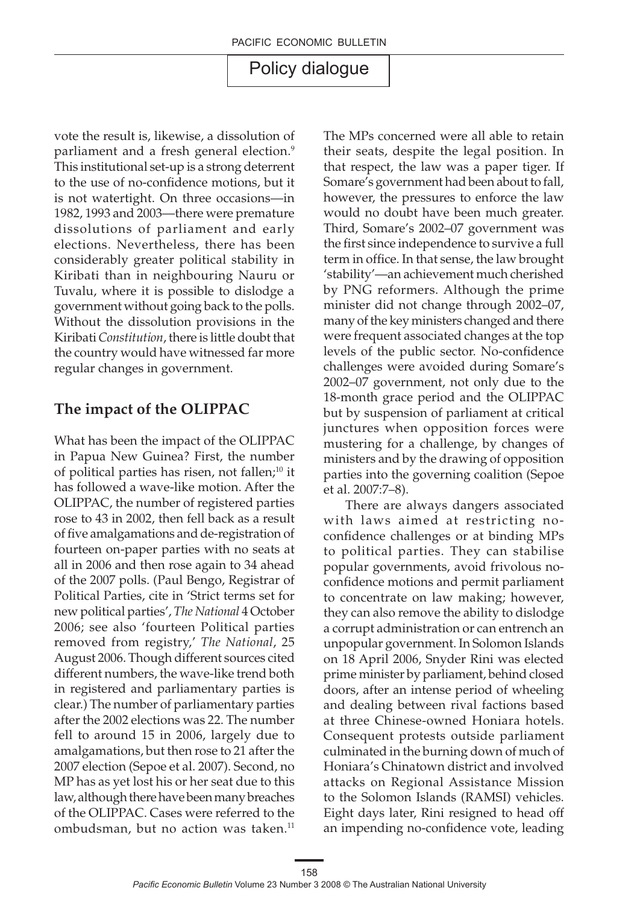vote the result is, likewise, a dissolution of parliament and a fresh general election.[9] This institutional set-up is a strong deterrent to the use of no-confidence motions, but it is not watertight. On three occasions—in 1982, 1993 and 2003—there were premature dissolutions of parliament and early elections. Nevertheless, there has been considerably greater political stability in Kiribati than in neighbouring Nauru or Tuvalu, where it is possible to dislodge a government without going back to the polls. Without the dissolution provisions in the Kiribati *Constitution*, there is little doubt that the country would have witnessed far more regular changes in government.

## The impact of the OLIPPAC

What has been the impact of the OLIPPAC in Papua New Guinea? First, the number of political parties has risen, not fallen;[10] it has followed a wave-like motion. After the OLIPPAC, the number of registered parties rose to 43 in 2002, then fell back as a result of five amalgamations and de-registration of fourteen on-paper parties with no seats at all in 2006 and then rose again to 34 ahead of the 2007 polls. (Paul Bengo, Registrar of Political Parties, cite in 'Strict terms set for new political parties', *The National* 4 October 2006; see also 'fourteen Political parties removed from registry,' *The National*, 25 August 2006. Though different sources cited different numbers, the wave-like trend both in registered and parliamentary parties is clear.) The number of parliamentary parties after the 2002 elections was 22. The number fell to around 15 in 2006, largely due to amalgamations, but then rose to 21 after the 2007 election (Sepoe et al. 2007). Second, no MP has as yet lost his or her seat due to this law, although there have been many breaches of the OLIPPAC. Cases were referred to the ombudsman, but no action was taken.[11] The MPs concerned were all able to retain their seats, despite the legal position. In that respect, the law was a paper tiger. If Somare's government had been about to fall, however, the pressures to enforce the law would no doubt have been much greater. Third, Somare's 2002–07 government was the first since independence to survive a full term in office. In that sense, the law brought 'stability'—an achievement much cherished by PNG reformers. Although the prime minister did not change through 2002–07, many of the key ministers changed and there were frequent associated changes at the top levels of the public sector. No-confidence challenges were avoided during Somare's 2002–07 government, not only due to the 18-month grace period and the OLIPPAC but by suspension of parliament at critical junctures when opposition forces were mustering for a challenge, by changes of ministers and by the drawing of opposition parties into the governing coalition (Sepoe et al. 2007:7–8).

There are always dangers associated with laws aimed at restricting no-confidence challenges or at binding MPs to political parties. They can stabilise popular governments, avoid frivolous no-confidence motions and permit parliament to concentrate on law making; however, they can also remove the ability to dislodge a corrupt administration or can entrench an unpopular government. In Solomon Islands on 18 April 2006, Snyder Rini was elected prime minister by parliament, behind closed doors, after an intense period of wheeling and dealing between rival factions based at three Chinese-owned Honiara hotels. Consequent protests outside parliament culminated in the burning down of much of Honiara's Chinatown district and involved attacks on Regional Assistance Mission to the Solomon Islands (RAMSI) vehicles. Eight days later, Rini resigned to head off an impending no-confidence vote, leading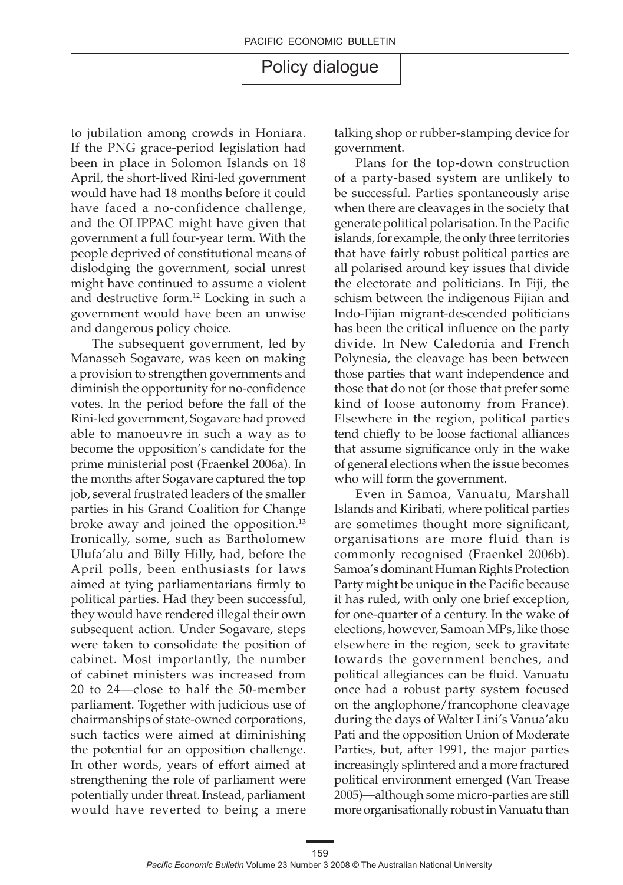to jubilation among crowds in Honiara. If the PNG grace-period legislation had been in place in Solomon Islands on 18 April, the short-lived Rini-led government would have had 18 months before it could have faced a no-confidence challenge, and the OLIPPAC might have given that government a full four-year term. With the people deprived of constitutional means of dislodging the government, social unrest might have continued to assume a violent and destructive form.[12] Locking in such a government would have been an unwise and dangerous policy choice.

The subsequent government, led by Manasseh Sogavare, was keen on making a provision to strengthen governments and diminish the opportunity for no-confidence votes. In the period before the fall of the Rini-led government, Sogavare had proved able to manoeuvre in such a way as to become the opposition's candidate for the prime ministerial post (Fraenkel 2006a). In the months after Sogavare captured the top job, several frustrated leaders of the smaller parties in his Grand Coalition for Change broke away and joined the opposition.[13] Ironically, some, such as Bartholomew Ulufa'alu and Billy Hilly, had, before the April polls, been enthusiasts for laws aimed at tying parliamentarians firmly to political parties. Had they been successful, they would have rendered illegal their own subsequent action. Under Sogavare, steps were taken to consolidate the position of cabinet. Most importantly, the number of cabinet ministers was increased from 20 to 24—close to half the 50-member parliament. Together with judicious use of chairmanships of state-owned corporations, such tactics were aimed at diminishing the potential for an opposition challenge. In other words, years of effort aimed at strengthening the role of parliament were potentially under threat. Instead, parliament would have reverted to being a mere talking shop or rubber-stamping device for government.

Plans for the top-down construction of a party-based system are unlikely to be successful. Parties spontaneously arise when there are cleavages in the society that generate political polarisation. In the Pacific islands, for example, the only three territories that have fairly robust political parties are all polarised around key issues that divide the electorate and politicians. In Fiji, the schism between the indigenous Fijian and Indo-Fijian migrant-descended politicians has been the critical influence on the party divide. In New Caledonia and French Polynesia, the cleavage has been between those parties that want independence and those that do not (or those that prefer some kind of loose autonomy from France). Elsewhere in the region, political parties tend chiefly to be loose factional alliances that assume significance only in the wake of general elections when the issue becomes who will form the government.

Even in Samoa, Vanuatu, Marshall Islands and Kiribati, where political parties are sometimes thought more significant, organisations are more fluid than is commonly recognised (Fraenkel 2006b). Samoa's dominant Human Rights Protection Party might be unique in the Pacific because it has ruled, with only one brief exception, for one-quarter of a century. In the wake of elections, however, Samoan MPs, like those elsewhere in the region, seek to gravitate towards the government benches, and political allegiances can be fluid. Vanuatu once had a robust party system focused on the anglophone/francophone cleavage during the days of Walter Lini's Vanua'aku Pati and the opposition Union of Moderate Parties, but, after 1991, the major parties increasingly splintered and a more fractured political environment emerged (Van Trease 2005)—although some micro-parties are still more organisationally robust in Vanuatu than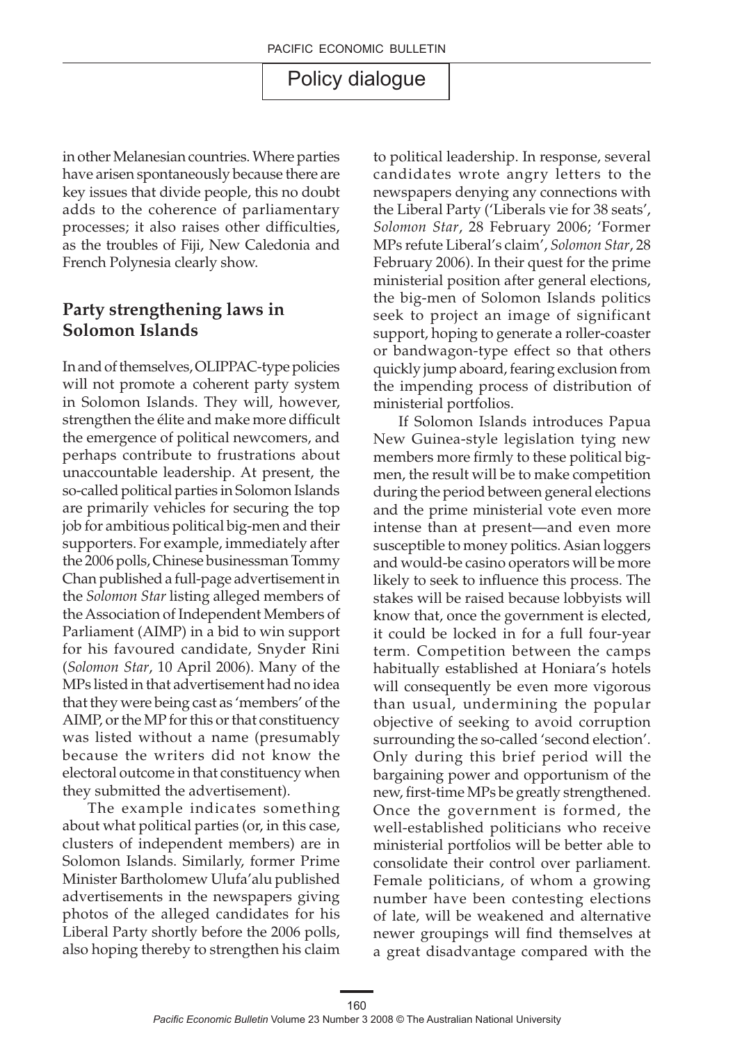in other Melanesian countries. Where parties have arisen spontaneously because there are key issues that divide people, this no doubt adds to the coherence of parliamentary processes; it also raises other difficulties, as the troubles of Fiji, New Caledonia and French Polynesia clearly show.

## Party strengthening laws in Solomon Islands

In and of themselves, OLIPPAC-type policies will not promote a coherent party system in Solomon Islands. They will, however, strengthen the élite and make more difficult the emergence of political newcomers, and perhaps contribute to frustrations about unaccountable leadership. At present, the so-called political parties in Solomon Islands are primarily vehicles for securing the top job for ambitious political big-men and their supporters. For example, immediately after the 2006 polls, Chinese businessman Tommy Chan published a full-page advertisement in the *Solomon Star* listing alleged members of the Association of Independent Members of Parliament (AIMP) in a bid to win support for his favoured candidate, Snyder Rini (*Solomon Star*, 10 April 2006). Many of the MPs listed in that advertisement had no idea that they were being cast as 'members' of the AIMP, or the MP for this or that constituency was listed without a name (presumably because the writers did not know the electoral outcome in that constituency when they submitted the advertisement).

The example indicates something about what political parties (or, in this case, clusters of independent members) are in Solomon Islands. Similarly, former Prime Minister Bartholomew Ulufa'alu published advertisements in the newspapers giving photos of the alleged candidates for his Liberal Party shortly before the 2006 polls, also hoping thereby to strengthen his claim to political leadership. In response, several candidates wrote angry letters to the newspapers denying any connections with the Liberal Party ('Liberals vie for 38 seats', *Solomon Star*, 28 February 2006; 'Former MPs refute Liberal's claim', *Solomon Star*, 28 February 2006). In their quest for the prime ministerial position after general elections, the big-men of Solomon Islands politics seek to project an image of significant support, hoping to generate a roller-coaster or bandwagon-type effect so that others quickly jump aboard, fearing exclusion from the impending process of distribution of ministerial portfolios.

If Solomon Islands introduces Papua New Guinea-style legislation tying new members more firmly to these political big-men, the result will be to make competition during the period between general elections and the prime ministerial vote even more intense than at present—and even more susceptible to money politics. Asian loggers and would-be casino operators will be more likely to seek to influence this process. The stakes will be raised because lobbyists will know that, once the government is elected, it could be locked in for a full four-year term. Competition between the camps habitually established at Honiara's hotels will consequently be even more vigorous than usual, undermining the popular objective of seeking to avoid corruption surrounding the so-called 'second election'. Only during this brief period will the bargaining power and opportunism of the new, first-time MPs be greatly strengthened. Once the government is formed, the well-established politicians who receive ministerial portfolios will be better able to consolidate their control over parliament. Female politicians, of whom a growing number have been contesting elections of late, will be weakened and alternative newer groupings will find themselves at a great disadvantage compared with the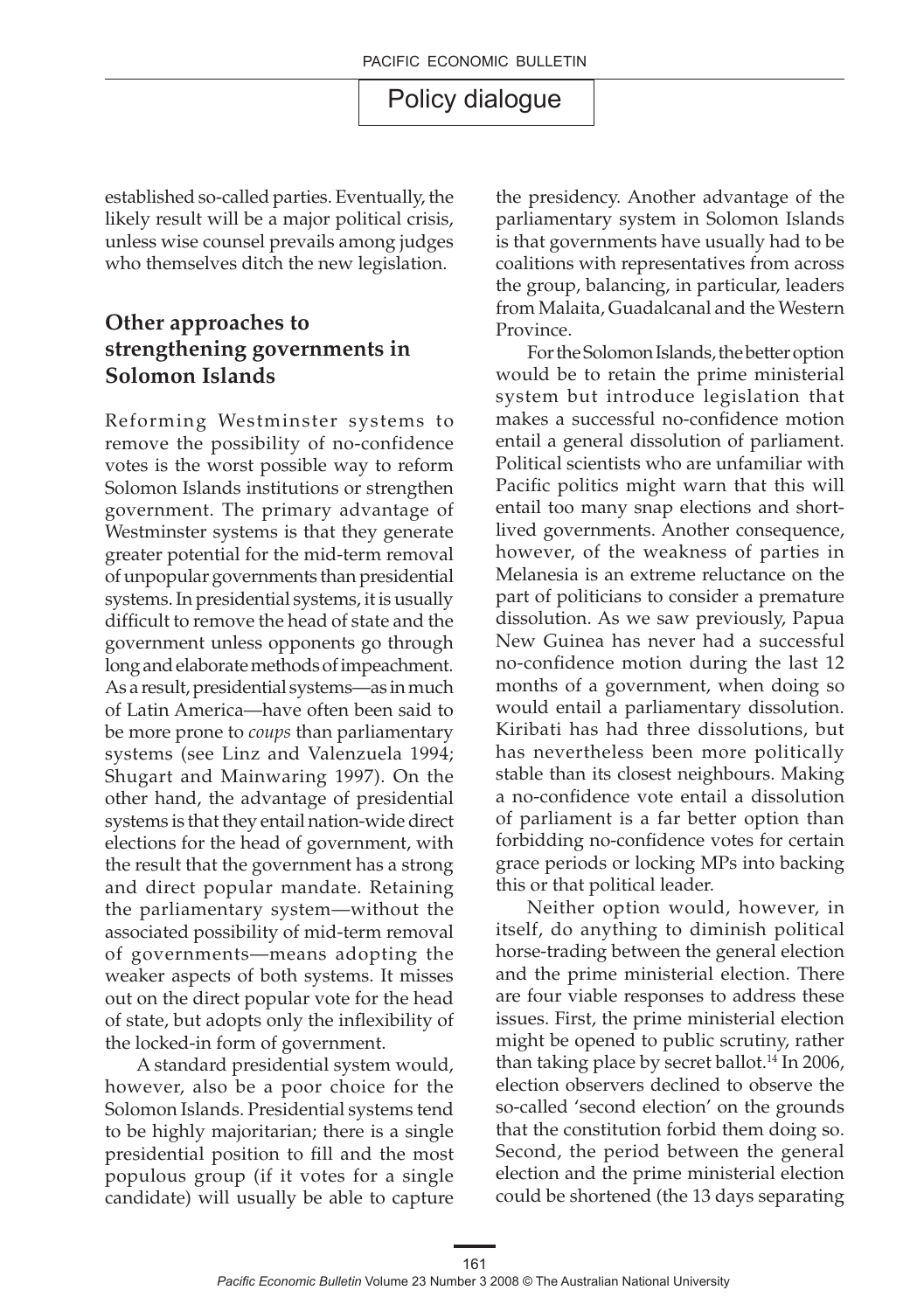established so-called parties. Eventually, the likely result will be a major political crisis, unless wise counsel prevails among judges who themselves ditch the new legislation.

## Other approaches to strengthening governments in Solomon Islands

Reforming Westminster systems to remove the possibility of no-confidence votes is the worst possible way to reform Solomon Islands institutions or strengthen government. The primary advantage of Westminster systems is that they generate greater potential for the mid-term removal of unpopular governments than presidential systems. In presidential systems, it is usually difficult to remove the head of state and the government unless opponents go through long and elaborate methods of impeachment. As a result, presidential systems—as in much of Latin America—have often been said to be more prone to *coups* than parliamentary systems (see Linz and Valenzuela 1994; Shugart and Mainwaring 1997). On the other hand, the advantage of presidential systems is that they entail nation-wide direct elections for the head of government, with the result that the government has a strong and direct popular mandate. Retaining the parliamentary system—without the associated possibility of mid-term removal of governments—means adopting the weaker aspects of both systems. It misses out on the direct popular vote for the head of state, but adopts only the inflexibility of the locked-in form of government.

A standard presidential system would, however, also be a poor choice for the Solomon Islands. Presidential systems tend to be highly majoritarian; there is a single presidential position to fill and the most populous group (if it votes for a single candidate) will usually be able to capture the presidency. Another advantage of the parliamentary system in Solomon Islands is that governments have usually had to be coalitions with representatives from across the group, balancing, in particular, leaders from Malaita, Guadalcanal and the Western Province.

For the Solomon Islands, the better option would be to retain the prime ministerial system but introduce legislation that makes a successful no-confidence motion entail a general dissolution of parliament. Political scientists who are unfamiliar with Pacific politics might warn that this will entail too many snap elections and short-lived governments. Another consequence, however, of the weakness of parties in Melanesia is an extreme reluctance on the part of politicians to consider a premature dissolution. As we saw previously, Papua New Guinea has never had a successful no-confidence motion during the last 12 months of a government, when doing so would entail a parliamentary dissolution. Kiribati has had three dissolutions, but has nevertheless been more politically stable than its closest neighbours. Making a no-confidence vote entail a dissolution of parliament is a far better option than forbidding no-confidence votes for certain grace periods or locking MPs into backing this or that political leader.

Neither option would, however, in itself, do anything to diminish political horse-trading between the general election and the prime ministerial election. There are four viable responses to address these issues. First, the prime ministerial election might be opened to public scrutiny, rather than taking place by secret ballot.[14] In 2006, election observers declined to observe the so-called 'second election' on the grounds that the constitution forbid them doing so. Second, the period between the general election and the prime ministerial election could be shortened (the 13 days separating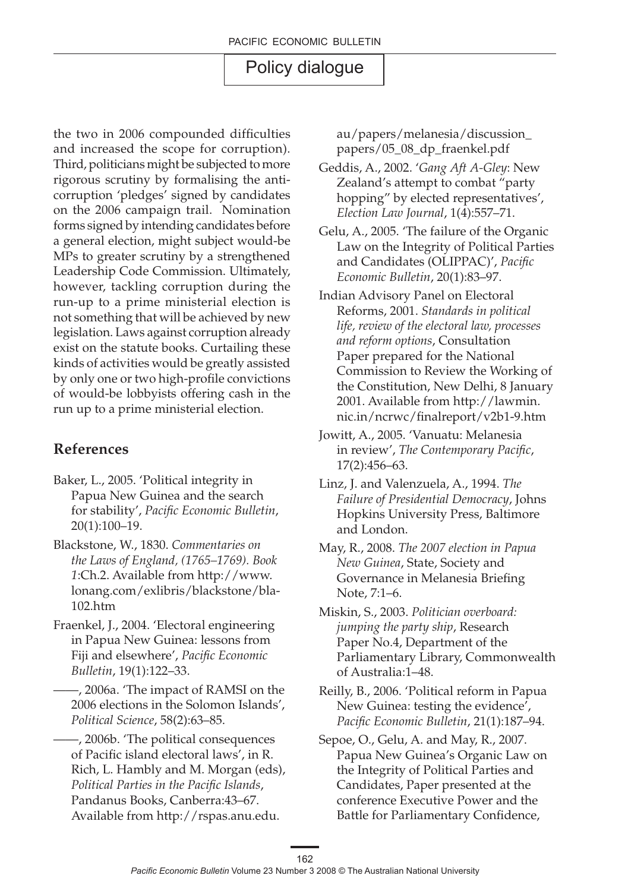the two in 2006 compounded difficulties and increased the scope for corruption). Third, politicians might be subjected to more rigorous scrutiny by formalising the anti-corruption 'pledges' signed by candidates on the 2006 campaign trail. Nomination forms signed by intending candidates before a general election, might subject would-be MPs to greater scrutiny by a strengthened Leadership Code Commission. Ultimately, however, tackling corruption during the run-up to a prime ministerial election is not something that will be achieved by new legislation. Laws against corruption already exist on the statute books. Curtailing these kinds of activities would be greatly assisted by only one or two high-profile convictions of would-be lobbyists offering cash in the run up to a prime ministerial election.

## References

Baker, L., 2005. 'Political integrity in Papua New Guinea and the search for stability', *Pacific Economic Bulletin*, 20(1):100–19.

Blackstone, W., 1830. *Commentaries on the Laws of England, (1765–1769). Book 1*:Ch.2. Available from http://www.lonang.com/exlibris/blackstone/bla-102.htm

Fraenkel, J., 2004. 'Electoral engineering in Papua New Guinea: lessons from Fiji and elsewhere', *Pacific Economic Bulletin*, 19(1):122–33.

——, 2006a. 'The impact of RAMSI on the 2006 elections in the Solomon Islands', *Political Science*, 58(2):63–85.

——, 2006b. 'The political consequences of Pacific island electoral laws', in R. Rich, L. Hambly and M. Morgan (eds), *Political Parties in the Pacific Islands*, Pandanus Books, Canberra:43–67. Available from http://rspas.anu.edu.au/papers/melanesia/discussion_papers/05_08_dp_fraenkel.pdf

Geddis, A., 2002. '*Gang Aft A-Gley*: New Zealand's attempt to combat "party hopping" by elected representatives', *Election Law Journal*, 1(4):557–71.

Gelu, A., 2005. 'The failure of the Organic Law on the Integrity of Political Parties and Candidates (OLIPPAC)', *Pacific Economic Bulletin*, 20(1):83–97.

Indian Advisory Panel on Electoral Reforms, 2001. *Standards in political life, review of the electoral law, processes and reform options*, Consultation Paper prepared for the National Commission to Review the Working of the Constitution, New Delhi, 8 January 2001. Available from http://lawmin.nic.in/ncrwc/finalreport/v2b1-9.htm

Jowitt, A., 2005. 'Vanuatu: Melanesia in review', *The Contemporary Pacific*, 17(2):456–63.

Linz, J. and Valenzuela, A., 1994. *The Failure of Presidential Democracy*, Johns Hopkins University Press, Baltimore and London.

May, R., 2008. *The 2007 election in Papua New Guinea*, State, Society and Governance in Melanesia Briefing Note, 7:1–6.

Miskin, S., 2003. *Politician overboard: jumping the party ship*, Research Paper No.4, Department of the Parliamentary Library, Commonwealth of Australia:1–48.

Reilly, B., 2006. 'Political reform in Papua New Guinea: testing the evidence', *Pacific Economic Bulletin*, 21(1):187–94.

Sepoe, O., Gelu, A. and May, R., 2007. Papua New Guinea's Organic Law on the Integrity of Political Parties and Candidates, Paper presented at the conference Executive Power and the Battle for Parliamentary Confidence,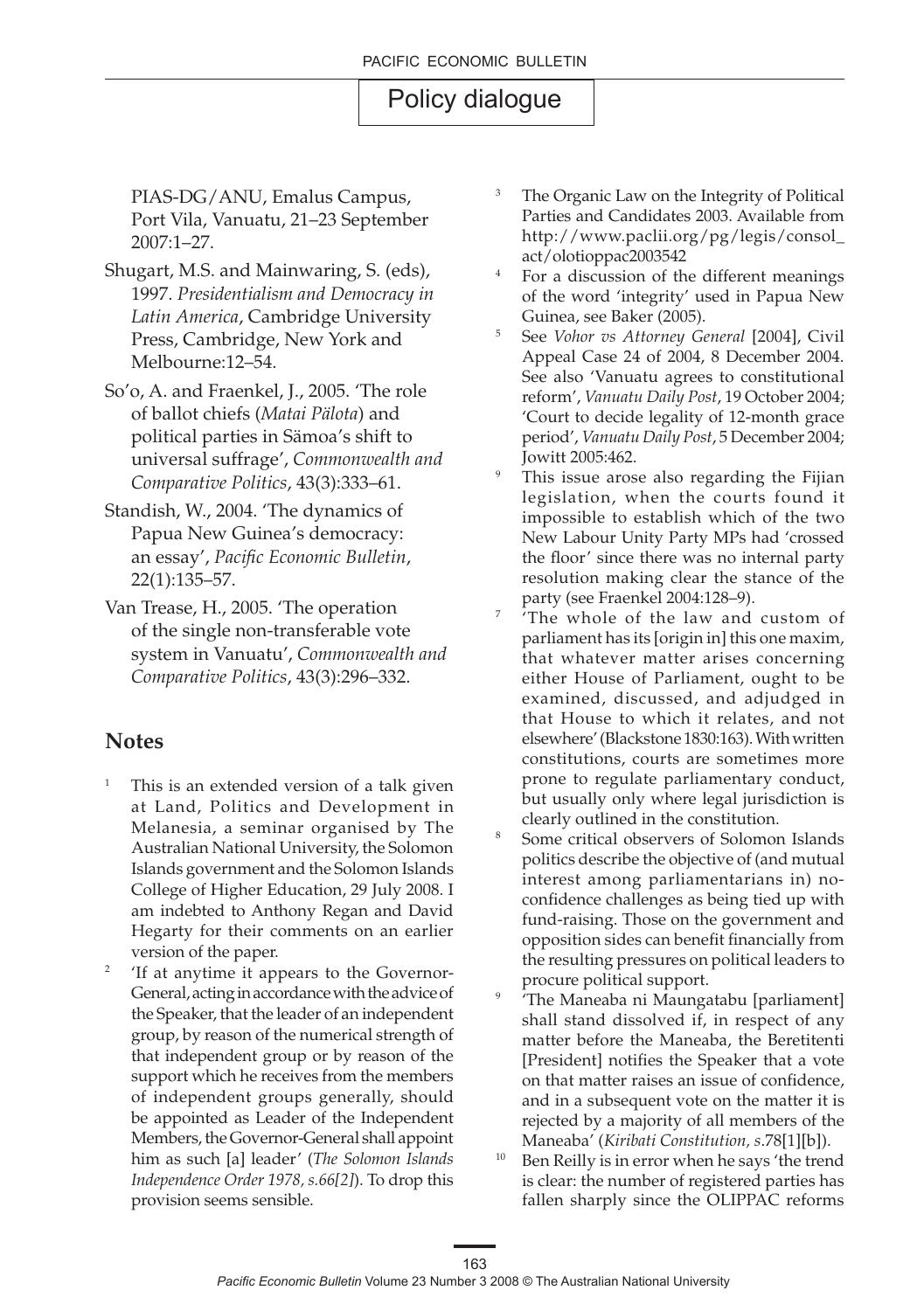PIAS-DG/ANU, Emalus Campus, Port Vila, Vanuatu, 21–23 September 2007:1–27.

Shugart, M.S. and Mainwaring, S. (eds), 1997. *Presidentialism and Democracy in Latin America*, Cambridge University Press, Cambridge, New York and Melbourne:12–54.

So'o, A. and Fraenkel, J., 2005. 'The role of ballot chiefs (*Matai Pälota*) and political parties in Sämoa's shift to universal suffrage', *Commonwealth and Comparative Politics*, 43(3):333–61.

Standish, W., 2004. 'The dynamics of Papua New Guinea's democracy: an essay', *Pacific Economic Bulletin*, 22(1):135–57.

Van Trease, H., 2005. 'The operation of the single non-transferable vote system in Vanuatu', *Commonwealth and Comparative Politics*, 43(3):296–332.

## Notes

[1] This is an extended version of a talk given at Land, Politics and Development in Melanesia, a seminar organised by The Australian National University, the Solomon Islands government and the Solomon Islands College of Higher Education, 29 July 2008. I am indebted to Anthony Regan and David Hegarty for their comments on an earlier version of the paper.

[2] 'If at anytime it appears to the Governor-General, acting in accordance with the advice of the Speaker, that the leader of an independent group, by reason of the numerical strength of that independent group or by reason of the support which he receives from the members of independent groups generally, should be appointed as Leader of the Independent Members, the Governor-General shall appoint him as such [a] leader' (*The Solomon Islands Independence Order 1978, s.66[2]*). To drop this provision seems sensible.

[3] The Organic Law on the Integrity of Political Parties and Candidates 2003. Available from http://www.paclii.org/pg/legis/consol_act/olotioppac2003542

[4] For a discussion of the different meanings of the word 'integrity' used in Papua New Guinea, see Baker (2005).

[5] See *Vohor vs Attorney General* [2004], Civil Appeal Case 24 of 2004, 8 December 2004. See also 'Vanuatu agrees to constitutional reform', *Vanuatu Daily Post*, 19 October 2004; 'Court to decide legality of 12-month grace period', *Vanuatu Daily Post*, 5 December 2004; Jowitt 2005:462.

[9] This issue arose also regarding the Fijian legislation, when the courts found it impossible to establish which of the two New Labour Unity Party MPs had 'crossed the floor' since there was no internal party resolution making clear the stance of the party (see Fraenkel 2004:128–9).

[7] 'The whole of the law and custom of parliament has its [origin in] this one maxim, that whatever matter arises concerning either House of Parliament, ought to be examined, discussed, and adjudged in that House to which it relates, and not elsewhere' (Blackstone 1830:163). With written constitutions, courts are sometimes more prone to regulate parliamentary conduct, but usually only where legal jurisdiction is clearly outlined in the constitution.

[8] Some critical observers of Solomon Islands politics describe the objective of (and mutual interest among parliamentarians in) no-confidence challenges as being tied up with fund-raising. Those on the government and opposition sides can benefit financially from the resulting pressures on political leaders to procure political support.

[9] 'The Maneaba ni Maungatabu [parliament] shall stand dissolved if, in respect of any matter before the Maneaba, the Beretitenti [President] notifies the Speaker that a vote on that matter raises an issue of confidence, and in a subsequent vote on the matter it is rejected by a majority of all members of the Maneaba' (*Kiribati Constitution, s*.78[1][b]).

[10] Ben Reilly is in error when he says 'the trend is clear: the number of registered parties has fallen sharply since the OLIPPAC reforms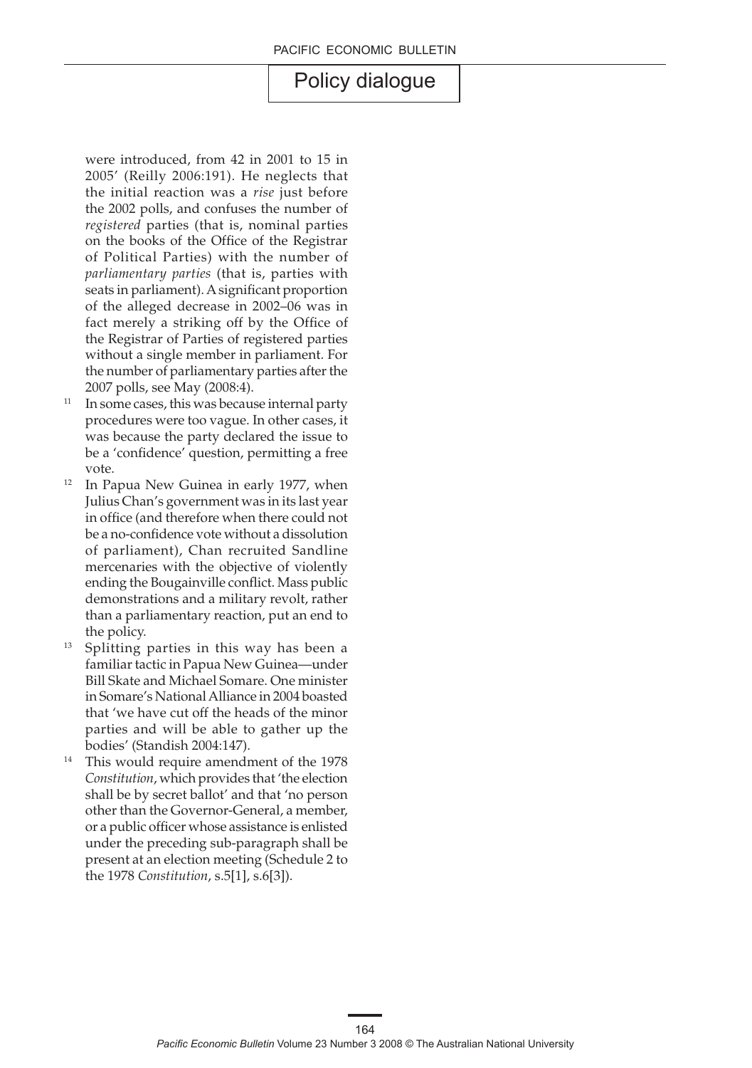were introduced, from 42 in 2001 to 15 in 2005' (Reilly 2006:191). He neglects that the initial reaction was a *rise* just before the 2002 polls, and confuses the number of *registered* parties (that is, nominal parties on the books of the Office of the Registrar of Political Parties) with the number of *parliamentary parties* (that is, parties with seats in parliament). A significant proportion of the alleged decrease in 2002–06 was in fact merely a striking off by the Office of the Registrar of Parties of registered parties without a single member in parliament. For the number of parliamentary parties after the 2007 polls, see May (2008:4).

[11] In some cases, this was because internal party procedures were too vague. In other cases, it was because the party declared the issue to be a 'confidence' question, permitting a free vote.

[12] In Papua New Guinea in early 1977, when Julius Chan's government was in its last year in office (and therefore when there could not be a no-confidence vote without a dissolution of parliament), Chan recruited Sandline mercenaries with the objective of violently ending the Bougainville conflict. Mass public demonstrations and a military revolt, rather than a parliamentary reaction, put an end to the policy.

[13] Splitting parties in this way has been a familiar tactic in Papua New Guinea—under Bill Skate and Michael Somare. One minister in Somare's National Alliance in 2004 boasted that 'we have cut off the heads of the minor parties and will be able to gather up the bodies' (Standish 2004:147).

[14] This would require amendment of the 1978 *Constitution*, which provides that 'the election shall be by secret ballot' and that 'no person other than the Governor-General, a member, or a public officer whose assistance is enlisted under the preceding sub-paragraph shall be present at an election meeting (Schedule 2 to the 1978 *Constitution*, s.5[1], s.6[3]).